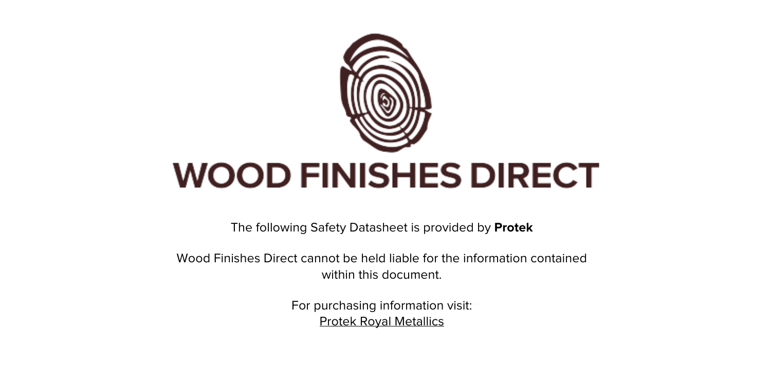# WOOD FINISHES DIRECT

The following Safety Datasheet is provided by **Protek**

Wood Finishes Direct cannot be held liable for the information contained within this document.

For purchasing information visit:
Protek Royal Metallics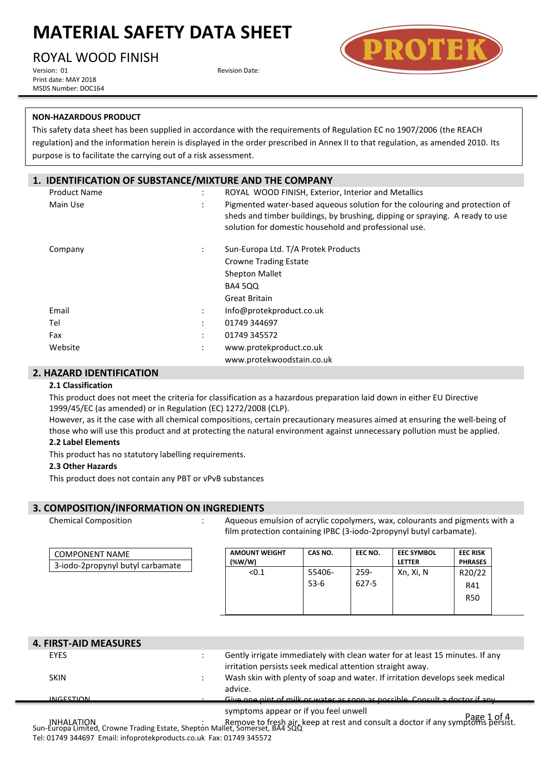# MATERIAL SAFETY DATA SHEET

## ROYAL WOOD FINISH

Version: 01

Revision Date:

Print date: MAY 2018

MSDS Number: DOC164

**NON-HAZARDOUS PRODUCT**

This safety data sheet has been supplied in accordance with the requirements of Regulation EC no 1907/2006 (the REACH regulation) and the information herein is displayed in the order prescribed in Annex II to that regulation, as amended 2010. Its purpose is to facilitate the carrying out of a risk assessment.

## 1. IDENTIFICATION OF SUBSTANCE/MIXTURE AND THE COMPANY

| | | |
|---|---|---|
| Product Name | : | ROYAL WOOD FINISH, Exterior, Interior and Metallics |
| Main Use | : | Pigmented water-based aqueous solution for the colouring and protection of sheds and timber buildings, by brushing, dipping or spraying. A ready to use solution for domestic household and professional use. |
| Company | : | Sun-Europa Ltd. T/A Protek Products<br>Crowne Trading Estate<br>Shepton Mallet<br>BA4 5QQ<br>Great Britain |
| Email | : | Info@protekproduct.co.uk |
| Tel | : | 01749 344697 |
| Fax | : | 01749 345572 |
| Website | : | www.protekproduct.co.uk<br>www.protekwoodstain.co.uk |

## 2. HAZARD IDENTIFICATION

### 2.1 Classification

This product does not meet the criteria for classification as a hazardous preparation laid down in either EU Directive 1999/45/EC (as amended) or in Regulation (EC) 1272/2008 (CLP).

However, as it the case with all chemical compositions, certain precautionary measures aimed at ensuring the well-being of those who will use this product and at protecting the natural environment against unnecessary pollution must be applied.

### 2.2 Label Elements

This product has no statutory labelling requirements.

### 2.3 Other Hazards

This product does not contain any PBT or vPvB substances

## 3. COMPOSITION/INFORMATION ON INGREDIENTS

Chemical Composition : Aqueous emulsion of acrylic copolymers, wax, colourants and pigments with a film protection containing IPBC (3-iodo-2propynyl butyl carbamate).

| COMPONENT NAME | AMOUNT WEIGHT (%W/W) | CAS NO. | EEC NO. | EEC SYMBOL LETTER | EEC RISK PHRASES |
|---|---|---|---|---|---|
| 3-iodo-2propynyl butyl carbamate | <0.1 | 55406-53-6 | 259-627-5 | Xn, Xi, N | R20/22<br>R41<br>R50 |

## 4. FIRST-AID MEASURES

| | | |
|---|---|---|
| EYES | : | Gently irrigate immediately with clean water for at least 15 minutes. If any irritation persists seek medical attention straight away. |
| SKIN | : | Wash skin with plenty of soap and water. If irritation develops seek medical advice. |
| INGESTION | : | Give one pint of milk or water as soon as possible. Consult a doctor if any symptoms appear or if you feel unwell |
| INHALATION | : | Remove to fresh air, keep at rest and consult a doctor if any symptoms persist. |

Sun-Europa Limited, Crowne Trading Estate, Shepton Mallet, Somerset, BA4 5QQ
Tel: 01749 344697 Email: infoprotekproducts.co.uk Fax: 01749 345572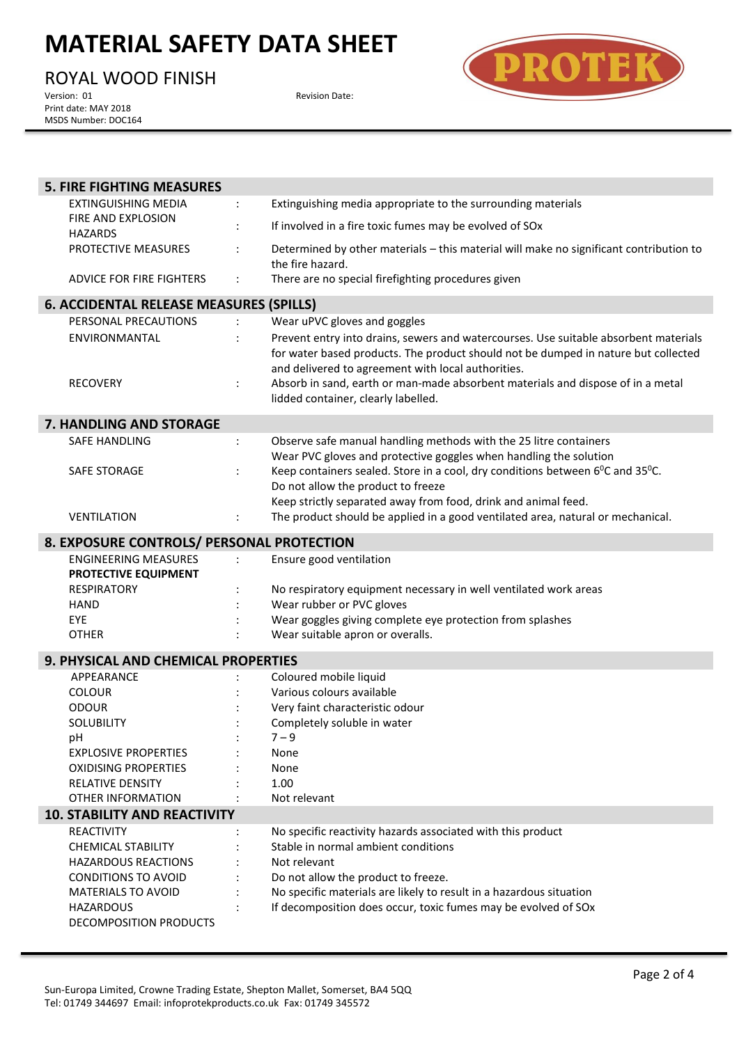## 5. FIRE FIGHTING MEASURES

| | | |
|---|---|---|
| EXTINGUISHING MEDIA | : | Extinguishing media appropriate to the surrounding materials |
| FIRE AND EXPLOSION HAZARDS | : | If involved in a fire toxic fumes may be evolved of SOx |
| PROTECTIVE MEASURES | : | Determined by other materials – this material will make no significant contribution to the fire hazard. |
| ADVICE FOR FIRE FIGHTERS | : | There are no special firefighting procedures given |

## 6. ACCIDENTAL RELEASE MEASURES (SPILLS)

| | | |
|---|---|---|
| PERSONAL PRECAUTIONS | : | Wear uPVC gloves and goggles |
| ENVIRONMANTAL | : | Prevent entry into drains, sewers and watercourses. Use suitable absorbent materials for water based products. The product should not be dumped in nature but collected and delivered to agreement with local authorities. |
| RECOVERY | : | Absorb in sand, earth or man-made absorbent materials and dispose of in a metal lidded container, clearly labelled. |

## 7. HANDLING AND STORAGE

| | | |
|---|---|---|
| SAFE HANDLING | : | Observe safe manual handling methods with the 25 litre containers<br>Wear PVC gloves and protective goggles when handling the solution |
| SAFE STORAGE | : | Keep containers sealed. Store in a cool, dry conditions between $6^0$C and $35^0$C.<br>Do not allow the product to freeze<br>Keep strictly separated away from food, drink and animal feed. |
| VENTILATION | : | The product should be applied in a good ventilated area, natural or mechanical. |

## 8. EXPOSURE CONTROLS/ PERSONAL PROTECTION

| | | |
|---|---|---|
| ENGINEERING MEASURES | : | Ensure good ventilation |
| **PROTECTIVE EQUIPMENT** | | |
| RESPIRATORY | : | No respiratory equipment necessary in well ventilated work areas |
| HAND | : | Wear rubber or PVC gloves |
| EYE | : | Wear goggles giving complete eye protection from splashes |
| OTHER | : | Wear suitable apron or overalls. |

## 9. PHYSICAL AND CHEMICAL PROPERTIES

| | | |
|---|---|---|
| APPEARANCE | : | Coloured mobile liquid |
| COLOUR | : | Various colours available |
| ODOUR | : | Very faint characteristic odour |
| SOLUBILITY | : | Completely soluble in water |
| pH | : | 7 – 9 |
| EXPLOSIVE PROPERTIES | : | None |
| OXIDISING PROPERTIES | : | None |
| RELATIVE DENSITY | : | 1.00 |
| OTHER INFORMATION | : | Not relevant |

## 10. STABILITY AND REACTIVITY

| | | |
|---|---|---|
| REACTIVITY | : | No specific reactivity hazards associated with this product |
| CHEMICAL STABILITY | : | Stable in normal ambient conditions |
| HAZARDOUS REACTIONS | : | Not relevant |
| CONDITIONS TO AVOID | : | Do not allow the product to freeze. |
| MATERIALS TO AVOID | : | No specific materials are likely to result in a hazardous situation |
| HAZARDOUS DECOMPOSITION PRODUCTS | : | If decomposition does occur, toxic fumes may be evolved of SOx |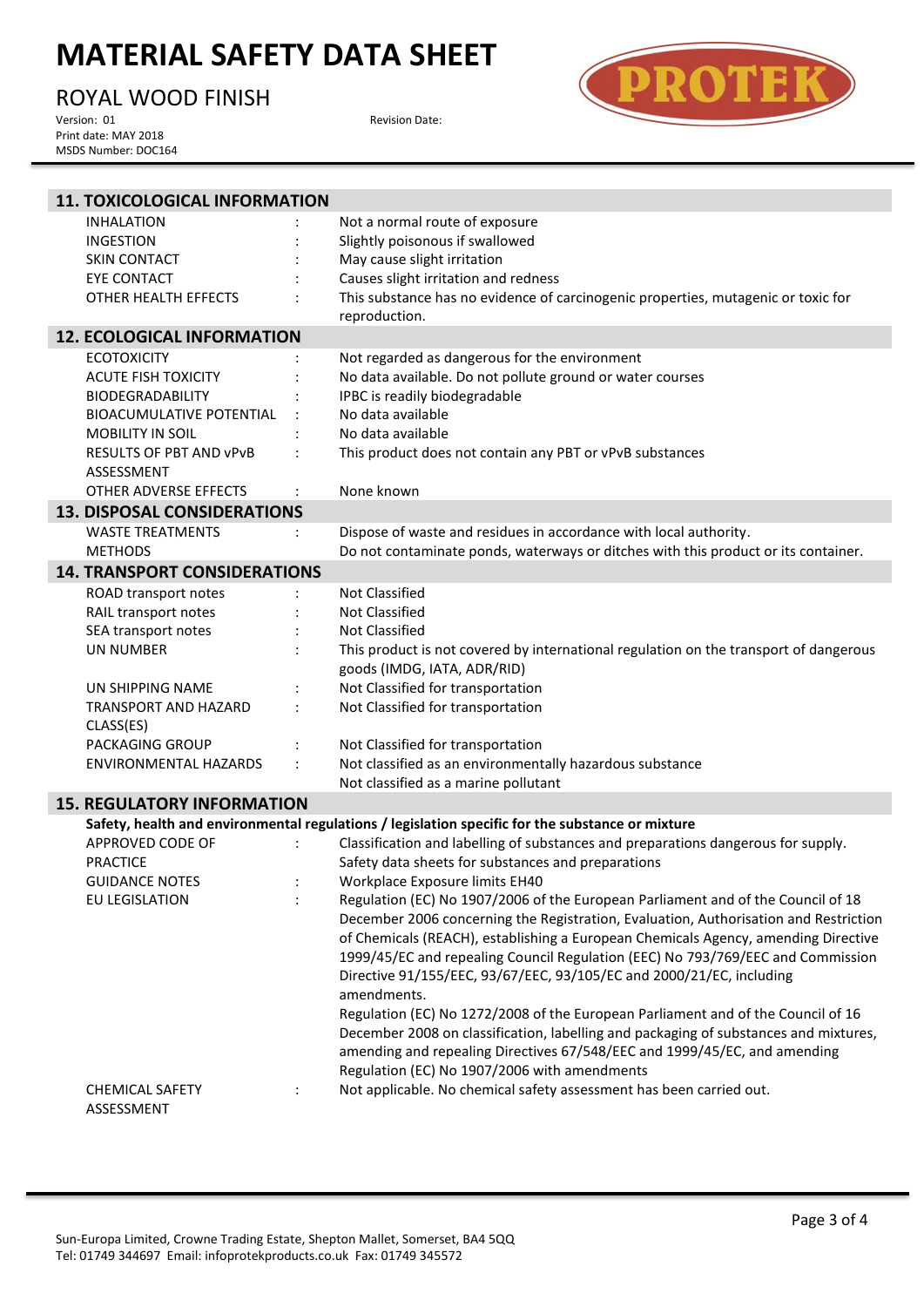## 11. TOXICOLOGICAL INFORMATION

| | | |
|---|---|---|
| INHALATION | : | Not a normal route of exposure |
| INGESTION | : | Slightly poisonous if swallowed |
| SKIN CONTACT | : | May cause slight irritation |
| EYE CONTACT | : | Causes slight irritation and redness |
| OTHER HEALTH EFFECTS | : | This substance has no evidence of carcinogenic properties, mutagenic or toxic for reproduction. |

## 12. ECOLOGICAL INFORMATION

| | | |
|---|---|---|
| ECOTOXICITY | : | Not regarded as dangerous for the environment |
| ACUTE FISH TOXICITY | : | No data available. Do not pollute ground or water courses |
| BIODEGRADABILITY | : | IPBC is readily biodegradable |
| BIOACUMULATIVE POTENTIAL | : | No data available |
| MOBILITY IN SOIL | : | No data available |
| RESULTS OF PBT AND vPvB ASSESSMENT | : | This product does not contain any PBT or vPvB substances |
| OTHER ADVERSE EFFECTS | : | None known |

## 13. DISPOSAL CONSIDERATIONS

| | | |
|---|---|---|
| WASTE TREATMENTS METHODS | : | Dispose of waste and residues in accordance with local authority. Do not contaminate ponds, waterways or ditches with this product or its container. |

## 14. TRANSPORT CONSIDERATIONS

| | | |
|---|---|---|
| ROAD transport notes | : | Not Classified |
| RAIL transport notes | : | Not Classified |
| SEA transport notes | : | Not Classified |
| UN NUMBER | : | This product is not covered by international regulation on the transport of dangerous goods (IMDG, IATA, ADR/RID) |
| UN SHIPPING NAME | : | Not Classified for transportation |
| TRANSPORT AND HAZARD CLASS(ES) | : | Not Classified for transportation |
| PACKAGING GROUP | : | Not Classified for transportation |
| ENVIRONMENTAL HAZARDS | : | Not classified as an environmentally hazardous substance<br>Not classified as a marine pollutant |

## 15. REGULATORY INFORMATION

**Safety, health and environmental regulations / legislation specific for the substance or mixture**

| | | |
|---|---|---|
| APPROVED CODE OF PRACTICE | : | Classification and labelling of substances and preparations dangerous for supply.<br>Safety data sheets for substances and preparations |
| GUIDANCE NOTES | : | Workplace Exposure limits EH40 |
| EU LEGISLATION | : | Regulation (EC) No 1907/2006 of the European Parliament and of the Council of 18 December 2006 concerning the Registration, Evaluation, Authorisation and Restriction of Chemicals (REACH), establishing a European Chemicals Agency, amending Directive 1999/45/EC and repealing Council Regulation (EEC) No 793/769/EEC and Commission Directive 91/155/EEC, 93/67/EEC, 93/105/EC and 2000/21/EC, including amendments.<br>Regulation (EC) No 1272/2008 of the European Parliament and of the Council of 16 December 2008 on classification, labelling and packaging of substances and mixtures, amending and repealing Directives 67/548/EEC and 1999/45/EC, and amending Regulation (EC) No 1907/2006 with amendments |
| CHEMICAL SAFETY ASSESSMENT | : | Not applicable. No chemical safety assessment has been carried out. |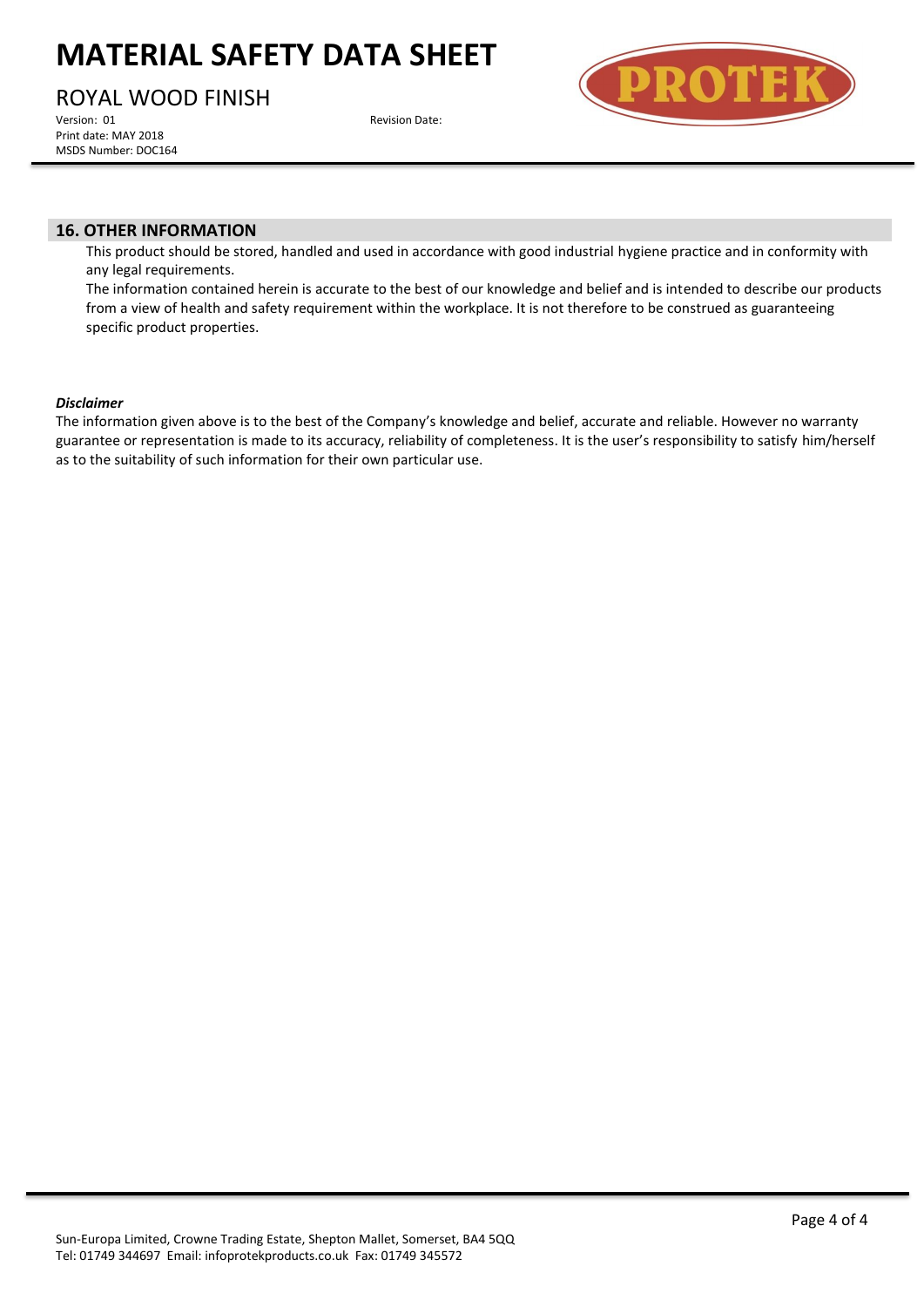## 16. OTHER INFORMATION

This product should be stored, handled and used in accordance with good industrial hygiene practice and in conformity with any legal requirements.

The information contained herein is accurate to the best of our knowledge and belief and is intended to describe our products from a view of health and safety requirement within the workplace. It is not therefore to be construed as guaranteeing specific product properties.

***Disclaimer***

The information given above is to the best of the Company's knowledge and belief, accurate and reliable. However no warranty guarantee or representation is made to its accuracy, reliability of completeness. It is the user's responsibility to satisfy him/herself as to the suitability of such information for their own particular use.